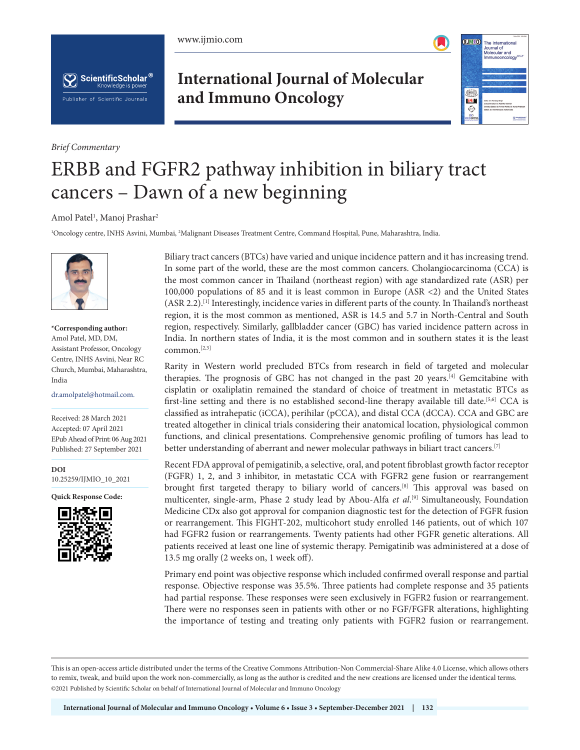*Brief Commentary*

# ERBB and FGFR2 pathway inhibition in biliary tract cancers – Dawn of a new beginning

Amol Patel[1], Manoj Prashar[2]

[1]Oncology centre, INHS Asvini, Mumbai, [2]Malignant Diseases Treatment Centre, Command Hospital, Pune, Maharashtra, India.

**\*Corresponding author:**
Amol Patel, MD, DM, Assistant Professor, Oncology Centre, INHS Asvini, Near RC Church, Mumbai, Maharashtra, India

dr.amolpatel@hotmail.com.

Received: 28 March 2021
Accepted: 07 April 2021
EPub Ahead of Print: 06 Aug 2021
Published: 27 September 2021

**DOI**
10.25259/IJMIO_10_2021

**Quick Response Code:**

Biliary tract cancers (BTCs) have varied and unique incidence pattern and it has increasing trend. In some part of the world, these are the most common cancers. Cholangiocarcinoma (CCA) is the most common cancer in Thailand (northeast region) with age standardized rate (ASR) per 100,000 populations of 85 and it is least common in Europe (ASR <2) and the United States (ASR 2.2).[1] Interestingly, incidence varies in different parts of the county. In Thailand's northeast region, it is the most common as mentioned, ASR is 14.5 and 5.7 in North-Central and South region, respectively. Similarly, gallbladder cancer (GBC) has varied incidence pattern across in India. In northern states of India, it is the most common and in southern states it is the least common.[2,3]

Rarity in Western world precluded BTCs from research in field of targeted and molecular therapies. The prognosis of GBC has not changed in the past 20 years.[4] Gemcitabine with cisplatin or oxaliplatin remained the standard of choice of treatment in metastatic BTCs as first-line setting and there is no established second-line therapy available till date.[5,6] CCA is classified as intrahepatic (iCCA), perihilar (pCCA), and distal CCA (dCCA). CCA and GBC are treated altogether in clinical trials considering their anatomical location, physiological common functions, and clinical presentations. Comprehensive genomic profiling of tumors has lead to better understanding of aberrant and newer molecular pathways in biliart tract cancers.[7]

Recent FDA approval of pemigatinib, a selective, oral, and potent fibroblast growth factor receptor (FGFR) 1, 2, and 3 inhibitor, in metastatic CCA with FGFR2 gene fusion or rearrangement brought first targeted therapy to biliary world of cancers.[8] This approval was based on multicenter, single-arm, Phase 2 study lead by Abou-Alfa *et al*.[9] Simultaneously, Foundation Medicine CDx also got approval for companion diagnostic test for the detection of FGFR fusion or rearrangement. This FIGHT-202, multicohort study enrolled 146 patients, out of which 107 had FGFR2 fusion or rearrangements. Twenty patients had other FGFR genetic alterations. All patients received at least one line of systemic therapy. Pemigatinib was administered at a dose of 13.5 mg orally (2 weeks on, 1 week off).

Primary end point was objective response which included confirmed overall response and partial response. Objective response was 35.5%. Three patients had complete response and 35 patients had partial response. These responses were seen exclusively in FGFR2 fusion or rearrangement. There were no responses seen in patients with other or no FGF/FGFR alterations, highlighting the importance of testing and treating only patients with FGFR2 fusion or rearrangement.

This is an open-access article distributed under the terms of the Creative Commons Attribution-Non Commercial-Share Alike 4.0 License, which allows others to remix, tweak, and build upon the work non-commercially, as long as the author is credited and the new creations are licensed under the identical terms.
©2021 Published by Scientific Scholar on behalf of International Journal of Molecular and Immuno Oncology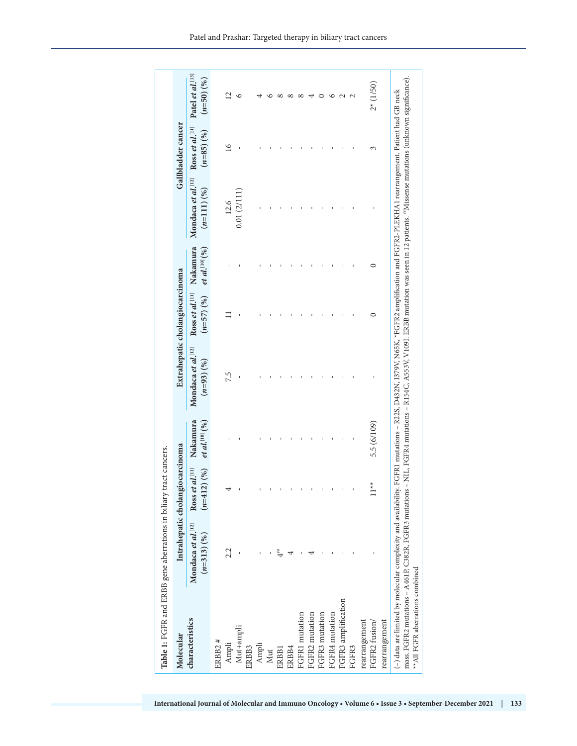**Table 1:** FGFR and ERBB gene aberrations in biliary tract cancers.

| Molecular characteristics | Intrahepatic cholangiocarcinoma | | | Extrahepatic cholangiocarcinoma | | | Gallbladder cancer | | |
|---|---|---|---|---|---|---|---|---|---|
| | Mondaca *et al.*[12] (*n*=313) (%) | Ross *et al.*[11] (*n*=412) (%) | Nakamura *et al.*[10] (%) | Mondaca *et al.*[12] (*n*=93) (%) | Ross *et al.*[11] (*n*=57) (%) | Nakamura *et al.*[10] (%) | Mondaca *et al.*[12] (*n*=111) (%) | Ross *et al.*[11] (*n*=85) (%) | Patel *et al.*[13] (*n*=50) (%) |
| ERBB2 # | | | | | | | | | |
| Ampli | 2.2 | 4 | - | 7.5 | 11 | - | 12.6 | 16 | 12 |
| Mut+ampli | - | - | - | - | - | - | 0.01 (2/111) | - | 6 |
| ERBB3 | | | | | | | | | |
| Ampli | - | - | - | - | - | - | - | - | 4 |
| Mut | - | - | - | - | - | - | - | - | 6 |
| ERBB1 | 4## | - | - | - | - | - | - | - | 8 |
| ERBB4 | 4 | - | - | - | - | - | - | - | 8 |
| FGFR1 mutation | - | - | - | - | - | - | - | - | 8 |
| FGFR2 mutation | 4 | - | - | - | - | - | - | - | 4 |
| FGFR3 mutation | - | - | - | - | - | - | - | - | 0 |
| FGFR4 mutation | - | - | - | - | - | - | - | - | 6 |
| FGFR3 amplification | - | - | - | - | - | - | - | - | 2 |
| FGFR3 rearrangement | - | - | - | - | - | - | - | - | 2 |
| FGFR2 fusion/rearrangement | - | 11** | 5.5 (6/109) | - | 0 | 0 | - | 3 | 2* (1/50) |

(–) data are limited by molecular complexity and availability. FGFR1 mutations – R22S, D432N, I379V, N65K, *FGFR2 amplification and FGFR2-PLEKHA1 rearrangement. Patient had GB neck mass. FGFR2 mutations – A461P, C382R, FGFR3 mutations – NIL, FGFR4 mutations – R154C, A553V, V109I. ERBB mutation was seen in 12 patients. ##Missense mutations (unknown significance). **All FGFR aberrations combined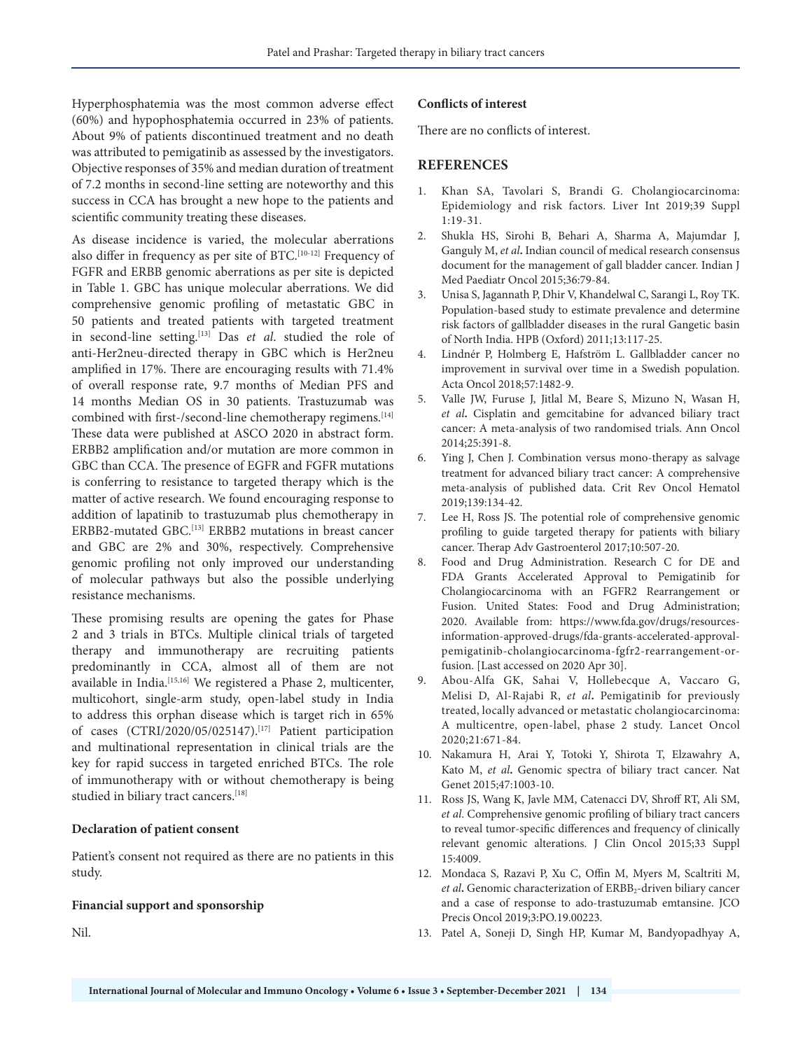Hyperphosphatemia was the most common adverse effect (60%) and hypophosphatemia occurred in 23% of patients. About 9% of patients discontinued treatment and no death was attributed to pemigatinib as assessed by the investigators. Objective responses of 35% and median duration of treatment of 7.2 months in second-line setting are noteworthy and this success in CCA has brought a new hope to the patients and scientific community treating these diseases.

As disease incidence is varied, the molecular aberrations also differ in frequency as per site of BTC.[10-12] Frequency of FGFR and ERBB genomic aberrations as per site is depicted in Table 1. GBC has unique molecular aberrations. We did comprehensive genomic profiling of metastatic GBC in 50 patients and treated patients with targeted treatment in second-line setting.[13] Das *et al*. studied the role of anti-Her2neu-directed therapy in GBC which is Her2neu amplified in 17%. There are encouraging results with 71.4% of overall response rate, 9.7 months of Median PFS and 14 months Median OS in 30 patients. Trastuzumab was combined with first-/second-line chemotherapy regimens.[14] These data were published at ASCO 2020 in abstract form. ERBB2 amplification and/or mutation are more common in GBC than CCA. The presence of EGFR and FGFR mutations is conferring to resistance to targeted therapy which is the matter of active research. We found encouraging response to addition of lapatinib to trastuzumab plus chemotherapy in ERBB2-mutated GBC.[13] ERBB2 mutations in breast cancer and GBC are 2% and 30%, respectively. Comprehensive genomic profiling not only improved our understanding of molecular pathways but also the possible underlying resistance mechanisms.

These promising results are opening the gates for Phase 2 and 3 trials in BTCs. Multiple clinical trials of targeted therapy and immunotherapy are recruiting patients predominantly in CCA, almost all of them are not available in India.[15,16] We registered a Phase 2, multicenter, multicohort, single-arm study, open-label study in India to address this orphan disease which is target rich in 65% of cases (CTRI/2020/05/025147).[17] Patient participation and multinational representation in clinical trials are the key for rapid success in targeted enriched BTCs. The role of immunotherapy with or without chemotherapy is being studied in biliary tract cancers.[18]

### Declaration of patient consent

Patient's consent not required as there are no patients in this study.

### Financial support and sponsorship

Nil.

### Conflicts of interest

There are no conflicts of interest.

## REFERENCES

1. Khan SA, Tavolari S, Brandi G. Cholangiocarcinoma: Epidemiology and risk factors. Liver Int 2019;39 Suppl 1:19-31.
2. Shukla HS, Sirohi B, Behari A, Sharma A, Majumdar J, Ganguly M, *et al*. Indian council of medical research consensus document for the management of gall bladder cancer. Indian J Med Paediatr Oncol 2015;36:79-84.
3. Unisa S, Jagannath P, Dhir V, Khandelwal C, Sarangi L, Roy TK. Population-based study to estimate prevalence and determine risk factors of gallbladder diseases in the rural Gangetic basin of North India. HPB (Oxford) 2011;13:117-25.
4. Lindnér P, Holmberg E, Hafström L. Gallbladder cancer no improvement in survival over time in a Swedish population. Acta Oncol 2018;57:1482-9.
5. Valle JW, Furuse J, Jitlal M, Beare S, Mizuno N, Wasan H, *et al*. Cisplatin and gemcitabine for advanced biliary tract cancer: A meta-analysis of two randomised trials. Ann Oncol 2014;25:391-8.
6. Ying J, Chen J. Combination versus mono-therapy as salvage treatment for advanced biliary tract cancer: A comprehensive meta-analysis of published data. Crit Rev Oncol Hematol 2019;139:134-42.
7. Lee H, Ross JS. The potential role of comprehensive genomic profiling to guide targeted therapy for patients with biliary cancer. Therap Adv Gastroenterol 2017;10:507-20.
8. Food and Drug Administration. Research C for DE and FDA Grants Accelerated Approval to Pemigatinib for Cholangiocarcinoma with an FGFR2 Rearrangement or Fusion. United States: Food and Drug Administration; 2020. Available from: https://www.fda.gov/drugs/resources-information-approved-drugs/fda-grants-accelerated-approval-pemigatinib-cholangiocarcinoma-fgfr2-rearrangement-or-fusion. [Last accessed on 2020 Apr 30].
9. Abou-Alfa GK, Sahai V, Hollebecque A, Vaccaro G, Melisi D, Al-Rajabi R, *et al*. Pemigatinib for previously treated, locally advanced or metastatic cholangiocarcinoma: A multicentre, open-label, phase 2 study. Lancet Oncol 2020;21:671-84.
10. Nakamura H, Arai Y, Totoki Y, Shirota T, Elzawahry A, Kato M, *et al*. Genomic spectra of biliary tract cancer. Nat Genet 2015;47:1003-10.
11. Ross JS, Wang K, Javle MM, Catenacci DV, Shroff RT, Ali SM, *et al*. Comprehensive genomic profiling of biliary tract cancers to reveal tumor-specific differences and frequency of clinically relevant genomic alterations. J Clin Oncol 2015;33 Suppl 15:4009.
12. Mondaca S, Razavi P, Xu C, Offin M, Myers M, Scaltriti M, *et al*. Genomic characterization of $ERBB_2$-driven biliary cancer and a case of response to ado-trastuzumab emtansine. JCO Precis Oncol 2019;3:PO.19.00223.
13. Patel A, Soneji D, Singh HP, Kumar M, Bandyopadhyay A,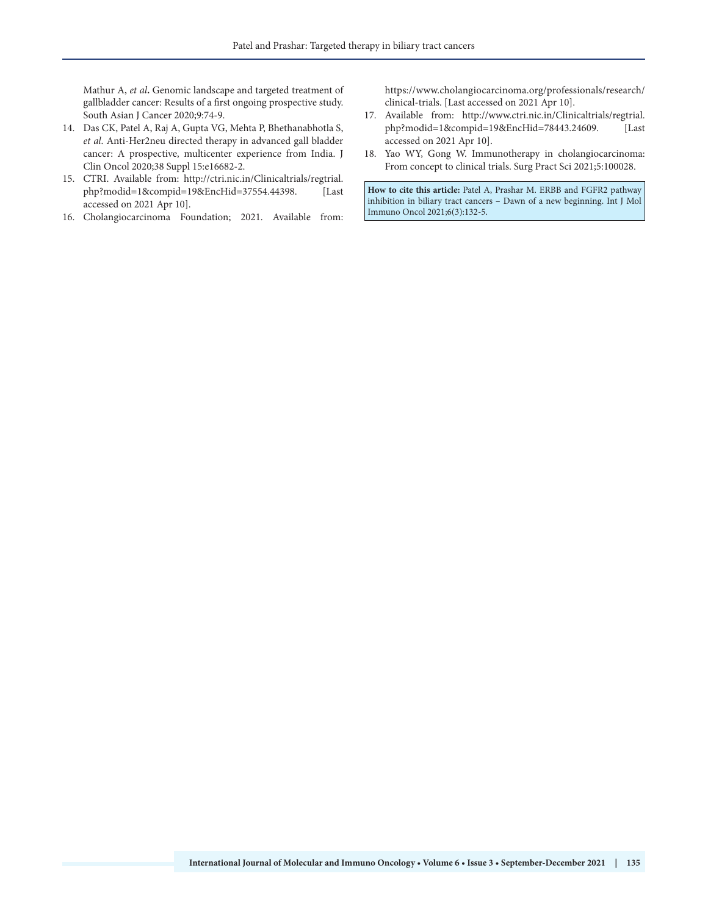Mathur A, *et al*. Genomic landscape and targeted treatment of gallbladder cancer: Results of a first ongoing prospective study. South Asian J Cancer 2020;9:74-9.

14. Das CK, Patel A, Raj A, Gupta VG, Mehta P, Bhethanabhotla S, *et al*. Anti-Her2neu directed therapy in advanced gall bladder cancer: A prospective, multicenter experience from India. J Clin Oncol 2020;38 Suppl 15:e16682-2.
15. CTRI. Available from: http://ctri.nic.in/Clinicaltrials/regtrial.php?modid=1&compid=19&EncHid=37554.44398. [Last accessed on 2021 Apr 10].
16. Cholangiocarcinoma Foundation; 2021. Available from: https://www.cholangiocarcinoma.org/professionals/research/clinical-trials. [Last accessed on 2021 Apr 10].
17. Available from: http://www.ctri.nic.in/Clinicaltrials/regtrial.php?modid=1&compid=19&EncHid=78443.24609. [Last accessed on 2021 Apr 10].
18. Yao WY, Gong W. Immunotherapy in cholangiocarcinoma: From concept to clinical trials. Surg Pract Sci 2021;5:100028.

**How to cite this article:** Patel A, Prashar M. ERBB and FGFR2 pathway inhibition in biliary tract cancers – Dawn of a new beginning. Int J Mol Immuno Oncol 2021;6(3):132-5.